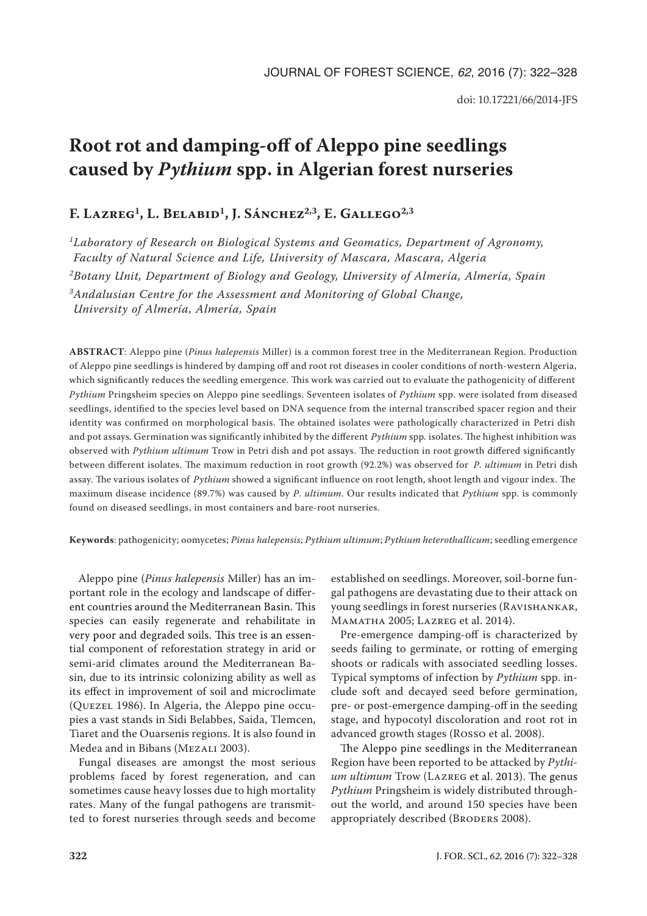doi: 10.17221/66/2014-JFS

# Root rot and damping-off of Aleppo pine seedlings caused by *Pythium* spp. in Algerian forest nurseries

**F. Lazreg[1], L. Belabid[1], J. Sánchez[2,3], E. Gallego[2,3]**

*[1]Laboratory of Research on Biological Systems and Geomatics, Department of Agronomy, Faculty of Natural Science and Life, University of Mascara, Mascara, Algeria*

*[2]Botany Unit, Department of Biology and Geology, University of Almería, Almería, Spain*

*[3]Andalusian Centre for the Assessment and Monitoring of Global Change, University of Almería, Almería, Spain*

**ABSTRACT**: Aleppo pine (*Pinus halepensis* Miller) is a common forest tree in the Mediterranean Region. Production of Aleppo pine seedlings is hindered by damping off and root rot diseases in cooler conditions of north-western Algeria, which significantly reduces the seedling emergence. This work was carried out to evaluate the pathogenicity of different *Pythium* Pringsheim species on Aleppo pine seedlings. Seventeen isolates of *Pythium* spp. were isolated from diseased seedlings, identified to the species level based on DNA sequence from the internal transcribed spacer region and their identity was confirmed on morphological basis. The obtained isolates were pathologically characterized in Petri dish and pot assays. Germination was significantly inhibited by the different *Pythium* spp. isolates. The highest inhibition was observed with *Pythium ultimum* Trow in Petri dish and pot assays. The reduction in root growth differed significantly between different isolates. The maximum reduction in root growth (92.2%) was observed for *P. ultimum* in Petri dish assay. The various isolates of *Pythium* showed a significant influence on root length, shoot length and vigour index. The maximum disease incidence (89.7%) was caused by *P. ultimum*. Our results indicated that *Pythium* spp. is commonly found on diseased seedlings, in most containers and bare-root nurseries.

**Keywords**: pathogenicity; oomycetes; *Pinus halepensis*; *Pythium ultimum*; *Pythium heterothallicum*; seedling emergence

Aleppo pine (*Pinus halepensis* Miller) has an important role in the ecology and landscape of different countries around the Mediterranean Basin. This species can easily regenerate and rehabilitate in very poor and degraded soils. This tree is an essential component of reforestation strategy in arid or semi-arid climates around the Mediterranean Basin, due to its intrinsic colonizing ability as well as its effect in improvement of soil and microclimate (Quezel 1986). In Algeria, the Aleppo pine occupies a vast stands in Sidi Belabbes, Saida, Tlemcen, Tiaret and the Ouarsenis regions. It is also found in Medea and in Bibans (Mezali 2003).

Fungal diseases are amongst the most serious problems faced by forest regeneration, and can sometimes cause heavy losses due to high mortality rates. Many of the fungal pathogens are transmitted to forest nurseries through seeds and become established on seedlings. Moreover, soil-borne fungal pathogens are devastating due to their attack on young seedlings in forest nurseries (Ravishankar, Mamatha 2005; Lazreg et al. 2014).

Pre-emergence damping-off is characterized by seeds failing to germinate, or rotting of emerging shoots or radicals with associated seedling losses. Typical symptoms of infection by *Pythium* spp. include soft and decayed seed before germination, pre- or post-emergence damping-off in the seeding stage, and hypocotyl discoloration and root rot in advanced growth stages (Rosso et al. 2008).

The Aleppo pine seedlings in the Mediterranean Region have been reported to be attacked by *Pythium ultimum* Trow (Lazreg et al. 2013). The genus *Pythium* Pringsheim is widely distributed throughout the world, and around 150 species have been appropriately described (Broders 2008).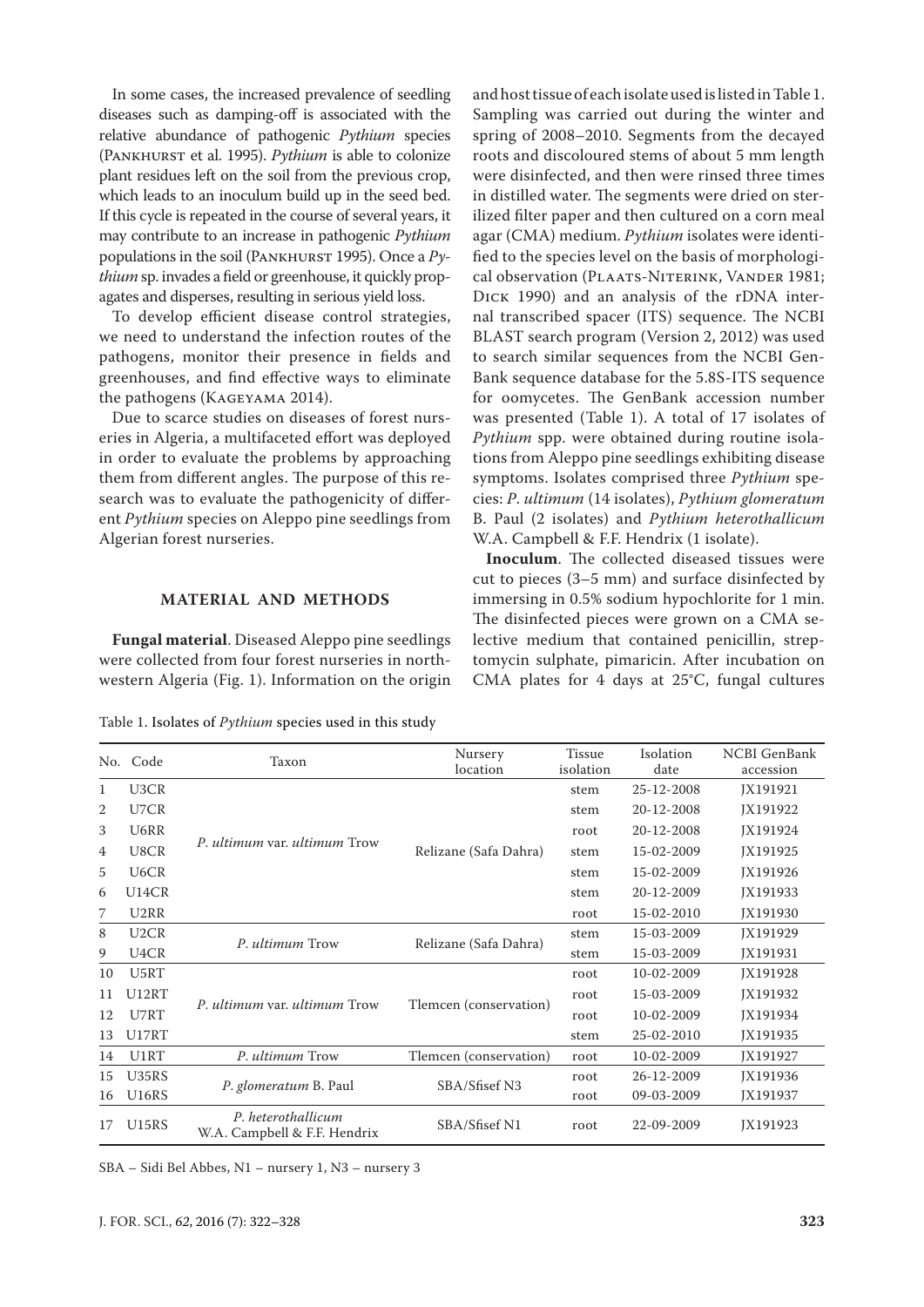In some cases, the increased prevalence of seedling diseases such as damping-off is associated with the relative abundance of pathogenic *Pythium* species (Pankhurst et al. 1995). *Pythium* is able to colonize plant residues left on the soil from the previous crop, which leads to an inoculum build up in the seed bed. If this cycle is repeated in the course of several years, it may contribute to an increase in pathogenic *Pythium* populations in the soil (Pankhurst 1995). Once a *Pythium* sp. invades a field or greenhouse, it quickly propagates and disperses, resulting in serious yield loss.

To develop efficient disease control strategies, we need to understand the infection routes of the pathogens, monitor their presence in fields and greenhouses, and find effective ways to eliminate the pathogens (Kageyama 2014).

Due to scarce studies on diseases of forest nurseries in Algeria, a multifaceted effort was deployed in order to evaluate the problems by approaching them from different angles. The purpose of this research was to evaluate the pathogenicity of different *Pythium* species on Aleppo pine seedlings from Algerian forest nurseries.

## MATERIAL AND METHODS

**Fungal material**. Diseased Aleppo pine seedlings were collected from four forest nurseries in northwestern Algeria (Fig. 1). Information on the origin and host tissue of each isolate used is listed in Table 1. Sampling was carried out during the winter and spring of 2008–2010. Segments from the decayed roots and discoloured stems of about 5 mm length were disinfected, and then were rinsed three times in distilled water. The segments were dried on sterilized filter paper and then cultured on a corn meal agar (CMA) medium. *Pythium* isolates were identified to the species level on the basis of morphological observation (Plaats-Niterink, Vander 1981; Dick 1990) and an analysis of the rDNA internal transcribed spacer (ITS) sequence. The NCBI BLAST search program (Version 2, 2012) was used to search similar sequences from the NCBI GenBank sequence database for the 5.8S-ITS sequence for oomycetes. The GenBank accession number was presented (Table 1). A total of 17 isolates of *Pythium* spp. were obtained during routine isolations from Aleppo pine seedlings exhibiting disease symptoms. Isolates comprised three *Pythium* species: *P. ultimum* (14 isolates), *Pythium glomeratum* B. Paul (2 isolates) and *Pythium heterothallicum* W.A. Campbell & F.F. Hendrix (1 isolate).

**Inoculum**. The collected diseased tissues were cut to pieces (3–5 mm) and surface disinfected by immersing in 0.5% sodium hypochlorite for 1 min. The disinfected pieces were grown on a CMA selective medium that contained penicillin, streptomycin sulphate, pimaricin. After incubation on CMA plates for 4 days at 25°C, fungal cultures

Table 1. Isolates of *Pythium* species used in this study

| No. | Code | Taxon | Nursery location | Tissue isolation | Isolation date | NCBI GenBank accession |
|---|---|---|---|---|---|---|
| 1 | U3CR | *P. ultimum* var. *ultimum* Trow | Relizane (Safa Dahra) | stem | 25-12-2008 | JX191921 |
| 2 | U7CR | | | stem | 20-12-2008 | JX191922 |
| 3 | U6RR | | | root | 20-12-2008 | JX191924 |
| 4 | U8CR | | | stem | 15-02-2009 | JX191925 |
| 5 | U6CR | | | stem | 15-02-2009 | JX191926 |
| 6 | U14CR | | | stem | 20-12-2009 | JX191933 |
| 7 | U2RR | | | root | 15-02-2010 | JX191930 |
| 8 | U2CR | *P. ultimum* Trow | Relizane (Safa Dahra) | stem | 15-03-2009 | JX191929 |
| 9 | U4CR | | | stem | 15-03-2009 | JX191931 |
| 10 | U5RT | *P. ultimum* var. *ultimum* Trow | Tlemcen (conservation) | root | 10-02-2009 | JX191928 |
| 11 | U12RT | | | root | 15-03-2009 | JX191932 |
| 12 | U7RT | | | root | 10-02-2009 | JX191934 |
| 13 | U17RT | | | stem | 25-02-2010 | JX191935 |
| 14 | U1RT | *P. ultimum* Trow | Tlemcen (conservation) | root | 10-02-2009 | JX191927 |
| 15 | U35RS | *P. glomeratum* B. Paul | SBA/Sfisef N3 | root | 26-12-2009 | JX191936 |
| 16 | U16RS | | | root | 09-03-2009 | JX191937 |
| 17 | U15RS | *P. heterothallicum* W.A. Campbell & F.F. Hendrix | SBA/Sfisef N1 | root | 22-09-2009 | JX191923 |

SBA – Sidi Bel Abbes, N1 – nursery 1, N3 – nursery 3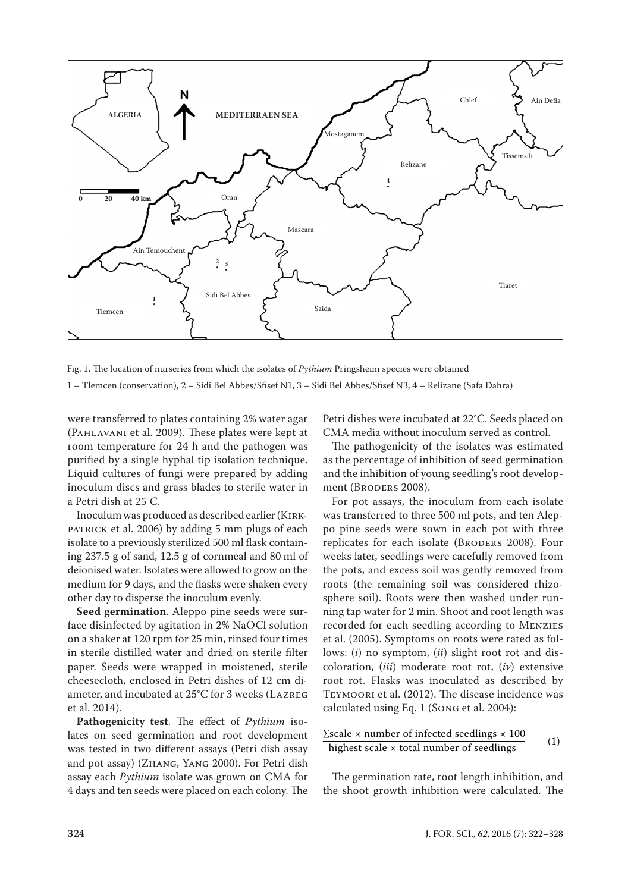Fig. 1. The location of nurseries from which the isolates of *Pythium* Pringsheim species were obtained

1 – Tlemcen (conservation), 2 – Sidi Bel Abbes/Sfisef N1, 3 – Sidi Bel Abbes/Sfisef N3, 4 – Relizane (Safa Dahra)

were transferred to plates containing 2% water agar (Pahlavani et al. 2009). These plates were kept at room temperature for 24 h and the pathogen was purified by a single hyphal tip isolation technique. Liquid cultures of fungi were prepared by adding inoculum discs and grass blades to sterile water in a Petri dish at 25°C.

Inoculum was produced as described earlier (Kirkpatrick et al. 2006) by adding 5 mm plugs of each isolate to a previously sterilized 500 ml flask containing 237.5 g of sand, 12.5 g of cornmeal and 80 ml of deionised water. Isolates were allowed to grow on the medium for 9 days, and the flasks were shaken every other day to disperse the inoculum evenly.

**Seed germination**. Aleppo pine seeds were surface disinfected by agitation in 2% NaOCl solution on a shaker at 120 rpm for 25 min, rinsed four times in sterile distilled water and dried on sterile filter paper. Seeds were wrapped in moistened, sterile cheesecloth, enclosed in Petri dishes of 12 cm diameter, and incubated at 25°C for 3 weeks (Lazreg et al. 2014).

**Pathogenicity test**. The effect of *Pythium* isolates on seed germination and root development was tested in two different assays (Petri dish assay and pot assay) (Zhang, Yang 2000). For Petri dish assay each *Pythium* isolate was grown on CMA for 4 days and ten seeds were placed on each colony. The Petri dishes were incubated at 22°C. Seeds placed on CMA media without inoculum served as control.

The pathogenicity of the isolates was estimated as the percentage of inhibition of seed germination and the inhibition of young seedling's root development (Broders 2008).

For pot assays, the inoculum from each isolate was transferred to three 500 ml pots, and ten Aleppo pine seeds were sown in each pot with three replicates for each isolate (Broders 2008). Four weeks later, seedlings were carefully removed from the pots, and excess soil was gently removed from roots (the remaining soil was considered rhizosphere soil). Roots were then washed under running tap water for 2 min. Shoot and root length was recorded for each seedling according to Menzies et al. (2005). Symptoms on roots were rated as follows: (*i*) no symptom, (*ii*) slight root rot and discoloration, (*iii*) moderate root rot, (*iv*) extensive root rot. Flasks was inoculated as described by Teymoori et al. (2012). The disease incidence was calculated using Eq. 1 (Song et al. 2004):

$$\frac{\sum \text{scale} \times \text{number of infected seedlings} \times 100}{\text{highest scale} \times \text{total number of seedlings}} \qquad (1)$$

The germination rate, root length inhibition, and the shoot growth inhibition were calculated. The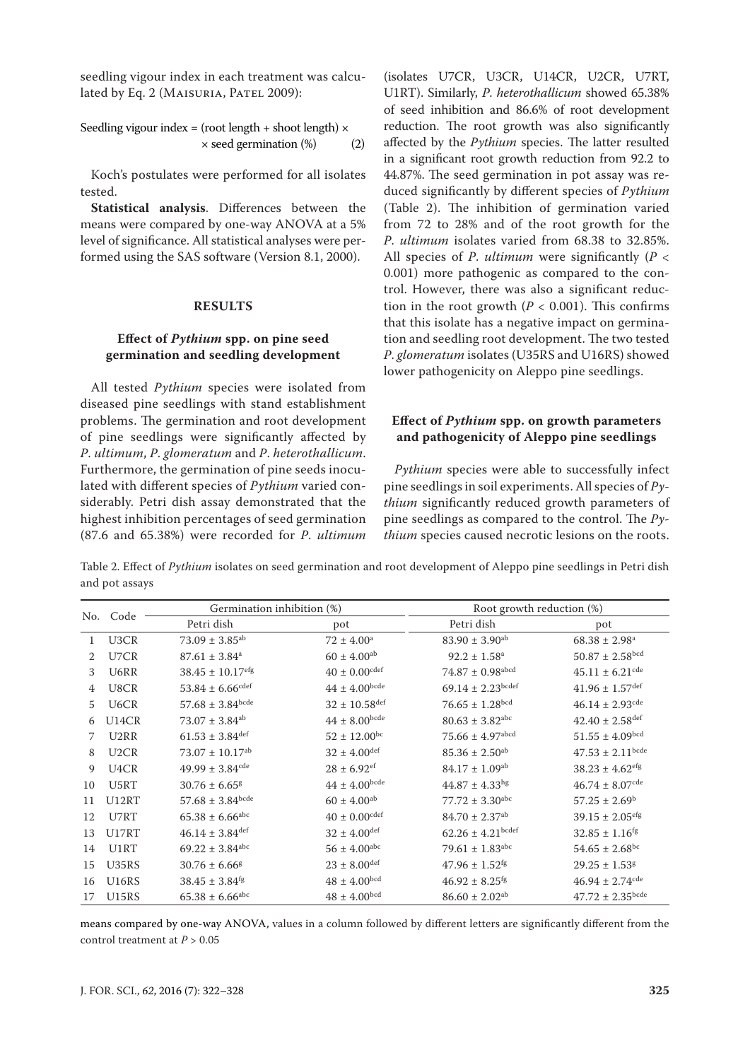seedling vigour index in each treatment was calculated by Eq. 2 (Maisuria, Patel 2009):

$$\text{Seedling vigour index} = (\text{root length} + \text{shoot length}) \times \text{seed germination (\%)} \quad (2)$$

Koch's postulates were performed for all isolates tested.

**Statistical analysis**. Differences between the means were compared by one-way ANOVA at a 5% level of significance. All statistical analyses were performed using the SAS software (Version 8.1, 2000).

## RESULTS

### Effect of *Pythium* spp. on pine seed germination and seedling development

All tested *Pythium* species were isolated from diseased pine seedlings with stand establishment problems. The germination and root development of pine seedlings were significantly affected by *P. ultimum*, *P. glomeratum* and *P. heterothallicum*. Furthermore, the germination of pine seeds inoculated with different species of *Pythium* varied considerably. Petri dish assay demonstrated that the highest inhibition percentages of seed germination (87.6 and 65.38%) were recorded for *P. ultimum* (isolates U7CR, U3CR, U14CR, U2CR, U7RT, U1RT). Similarly, *P. heterothallicum* showed 65.38% of seed inhibition and 86.6% of root development reduction. The root growth was also significantly affected by the *Pythium* species. The latter resulted in a significant root growth reduction from 92.2 to 44.87%. The seed germination in pot assay was reduced significantly by different species of *Pythium* (Table 2). The inhibition of germination varied from 72 to 28% and of the root growth for the *P. ultimum* isolates varied from 68.38 to 32.85%. All species of *P. ultimum* were significantly ($P < 0.001$) more pathogenic as compared to the control. However, there was also a significant reduction in the root growth ($P < 0.001$). This confirms that this isolate has a negative impact on germination and seedling root development. The two tested *P. glomeratum* isolates (U35RS and U16RS) showed lower pathogenicity on Aleppo pine seedlings.

### Effect of *Pythium* spp. on growth parameters and pathogenicity of Aleppo pine seedlings

*Pythium* species were able to successfully infect pine seedlings in soil experiments. All species of *Pythium* significantly reduced growth parameters of pine seedlings as compared to the control. The *Pythium* species caused necrotic lesions on the roots.

Table 2. Effect of *Pythium* isolates on seed germination and root development of Aleppo pine seedlings in Petri dish and pot assays

| No. | Code | Germination inhibition (%) | | Root growth reduction (%) | |
|---|---|---|---|---|---|
| | | Petri dish | pot | Petri dish | pot |
| 1 | U3CR | $73.09 \pm 3.85^{ab}$ | $72 \pm 4.00^{a}$ | $83.90 \pm 3.90^{ab}$ | $68.38 \pm 2.98^{a}$ |
| 2 | U7CR | $87.61 \pm 3.84^{a}$ | $60 \pm 4.00^{ab}$ | $92.2 \pm 1.58^{a}$ | $50.87 \pm 2.58^{bcd}$ |
| 3 | U6RR | $38.45 \pm 10.17^{efg}$ | $40 \pm 0.00^{cdef}$ | $74.87 \pm 0.98^{abcd}$ | $45.11 \pm 6.21^{cde}$ |
| 4 | U8CR | $53.84 \pm 6.66^{cdef}$ | $44 \pm 4.00^{bcde}$ | $69.14 \pm 2.23^{bcdef}$ | $41.96 \pm 1.57^{def}$ |
| 5 | U6CR | $57.68 \pm 3.84^{bcde}$ | $32 \pm 10.58^{def}$ | $76.65 \pm 1.28^{bcd}$ | $46.14 \pm 2.93^{cde}$ |
| 6 | U14CR | $73.07 \pm 3.84^{ab}$ | $44 \pm 8.00^{bcde}$ | $80.63 \pm 3.82^{abc}$ | $42.40 \pm 2.58^{def}$ |
| 7 | U2RR | $61.53 \pm 3.84^{def}$ | $52 \pm 12.00^{bc}$ | $75.66 \pm 4.97^{abcd}$ | $51.55 \pm 4.09^{bcd}$ |
| 8 | U2CR | $73.07 \pm 10.17^{ab}$ | $32 \pm 4.00^{def}$ | $85.36 \pm 2.50^{ab}$ | $47.53 \pm 2.11^{bcde}$ |
| 9 | U4CR | $49.99 \pm 3.84^{cde}$ | $28 \pm 6.92^{ef}$ | $84.17 \pm 1.09^{ab}$ | $38.23 \pm 4.62^{efg}$ |
| 10 | U5RT | $30.76 \pm 6.65^{g}$ | $44 \pm 4.00^{bcde}$ | $44.87 \pm 4.33^{hg}$ | $46.74 \pm 8.07^{cde}$ |
| 11 | U12RT | $57.68 \pm 3.84^{bcde}$ | $60 \pm 4.00^{ab}$ | $77.72 \pm 3.30^{abc}$ | $57.25 \pm 2.69^{b}$ |
| 12 | U7RT | $65.38 \pm 6.66^{abc}$ | $40 \pm 0.00^{cdef}$ | $84.70 \pm 2.37^{ab}$ | $39.15 \pm 2.05^{efg}$ |
| 13 | U17RT | $46.14 \pm 3.84^{def}$ | $32 \pm 4.00^{def}$ | $62.26 \pm 4.21^{bcdef}$ | $32.85 \pm 1.16^{fg}$ |
| 14 | U1RT | $69.22 \pm 3.84^{abc}$ | $56 \pm 4.00^{abc}$ | $79.61 \pm 1.83^{abc}$ | $54.65 \pm 2.68^{bc}$ |
| 15 | U35RS | $30.76 \pm 6.66^{g}$ | $23 \pm 8.00^{def}$ | $47.96 \pm 1.52^{fg}$ | $29.25 \pm 1.53^{g}$ |
| 16 | U16RS | $38.45 \pm 3.84^{fg}$ | $48 \pm 4.00^{bcd}$ | $46.92 \pm 8.25^{fg}$ | $46.94 \pm 2.74^{cde}$ |
| 17 | U15RS | $65.38 \pm 6.66^{abc}$ | $48 \pm 4.00^{bcd}$ | $86.60 \pm 2.02^{ab}$ | $47.72 \pm 2.35^{bcde}$ |

means compared by one-way ANOVA, values in a column followed by different letters are significantly different from the control treatment at $P > 0.05$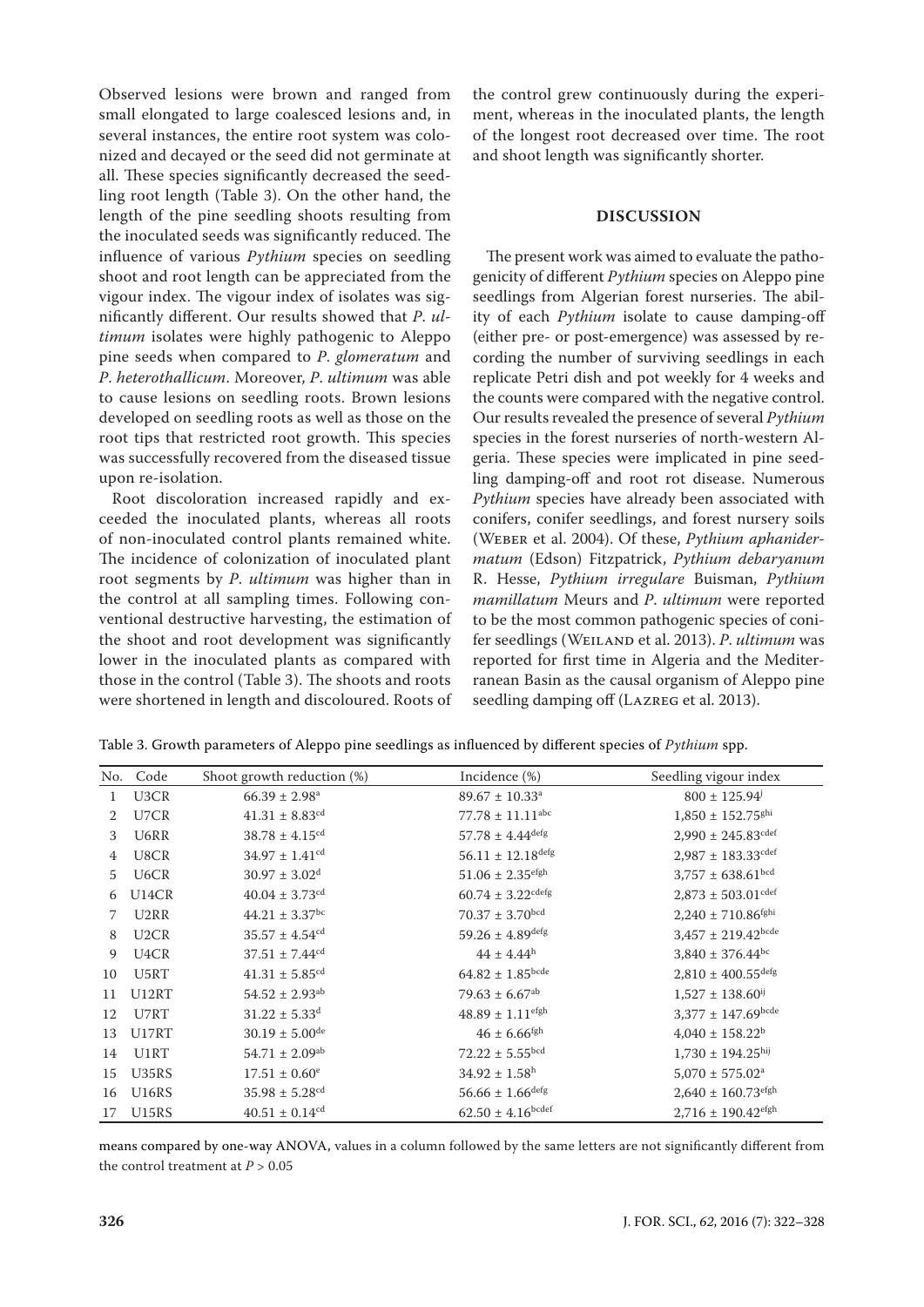Observed lesions were brown and ranged from small elongated to large coalesced lesions and, in several instances, the entire root system was colonized and decayed or the seed did not germinate at all. These species significantly decreased the seedling root length (Table 3). On the other hand, the length of the pine seedling shoots resulting from the inoculated seeds was significantly reduced. The influence of various *Pythium* species on seedling shoot and root length can be appreciated from the vigour index. The vigour index of isolates was significantly different. Our results showed that *P. ultimum* isolates were highly pathogenic to Aleppo pine seeds when compared to *P. glomeratum* and *P. heterothallicum*. Moreover, *P. ultimum* was able to cause lesions on seedling roots. Brown lesions developed on seedling roots as well as those on the root tips that restricted root growth. This species was successfully recovered from the diseased tissue upon re-isolation.

Root discoloration increased rapidly and exceeded the inoculated plants, whereas all roots of non-inoculated control plants remained white. The incidence of colonization of inoculated plant root segments by *P. ultimum* was higher than in the control at all sampling times. Following conventional destructive harvesting, the estimation of the shoot and root development was significantly lower in the inoculated plants as compared with those in the control (Table 3). The shoots and roots were shortened in length and discoloured. Roots of the control grew continuously during the experiment, whereas in the inoculated plants, the length of the longest root decreased over time. The root and shoot length was significantly shorter.

## DISCUSSION

The present work was aimed to evaluate the pathogenicity of different *Pythium* species on Aleppo pine seedlings from Algerian forest nurseries. The ability of each *Pythium* isolate to cause damping-off (either pre- or post-emergence) was assessed by recording the number of surviving seedlings in each replicate Petri dish and pot weekly for 4 weeks and the counts were compared with the negative control. Our results revealed the presence of several *Pythium* species in the forest nurseries of north-western Algeria. These species were implicated in pine seedling damping-off and root rot disease. Numerous *Pythium* species have already been associated with conifers, conifer seedlings, and forest nursery soils (Weber et al. 2004). Of these, *Pythium aphanidermatum* (Edson) Fitzpatrick, *Pythium debaryanum* R. Hesse, *Pythium irregulare* Buisman, *Pythium mamillatum* Meurs and *P. ultimum* were reported to be the most common pathogenic species of conifer seedlings (Weiland et al. 2013). *P. ultimum* was reported for first time in Algeria and the Mediterranean Basin as the causal organism of Aleppo pine seedling damping off (Lazreg et al. 2013).

Table 3. Growth parameters of Aleppo pine seedlings as influenced by different species of *Pythium* spp.

| No. | Code | Shoot growth reduction (%) | Incidence (%) | Seedling vigour index |
|---|---|---|---|---|
| 1 | U3CR | $66.39 \pm 2.98^{a}$ | $89.67 \pm 10.33^{a}$ | $800 \pm 125.94^{j}$ |
| 2 | U7CR | $41.31 \pm 8.83^{cd}$ | $77.78 \pm 11.11^{abc}$ | $1{,}850 \pm 152.75^{ghi}$ |
| 3 | U6RR | $38.78 \pm 4.15^{cd}$ | $57.78 \pm 4.44^{defg}$ | $2{,}990 \pm 245.83^{cdef}$ |
| 4 | U8CR | $34.97 \pm 1.41^{cd}$ | $56.11 \pm 12.18^{defg}$ | $2{,}987 \pm 183.33^{cdef}$ |
| 5 | U6CR | $30.97 \pm 3.02^{d}$ | $51.06 \pm 2.35^{efgh}$ | $3{,}757 \pm 638.61^{bcd}$ |
| 6 | U14CR | $40.04 \pm 3.73^{cd}$ | $60.74 \pm 3.22^{cdefg}$ | $2{,}873 \pm 503.01^{cdef}$ |
| 7 | U2RR | $44.21 \pm 3.37^{bc}$ | $70.37 \pm 3.70^{bcd}$ | $2{,}240 \pm 710.86^{fghi}$ |
| 8 | U2CR | $35.57 \pm 4.54^{cd}$ | $59.26 \pm 4.89^{defg}$ | $3{,}457 \pm 219.42^{bcde}$ |
| 9 | U4CR | $37.51 \pm 7.44^{cd}$ | $44 \pm 4.44^{h}$ | $3{,}840 \pm 376.44^{bc}$ |
| 10 | U5RT | $41.31 \pm 5.85^{cd}$ | $64.82 \pm 1.85^{bcde}$ | $2{,}810 \pm 400.55^{defg}$ |
| 11 | U12RT | $54.52 \pm 2.93^{ab}$ | $79.63 \pm 6.67^{ab}$ | $1{,}527 \pm 138.60^{ij}$ |
| 12 | U7RT | $31.22 \pm 5.33^{d}$ | $48.89 \pm 1.11^{efgh}$ | $3{,}377 \pm 147.69^{bcde}$ |
| 13 | U17RT | $30.19 \pm 5.00^{de}$ | $46 \pm 6.66^{fgh}$ | $4{,}040 \pm 158.22^{b}$ |
| 14 | U1RT | $54.71 \pm 2.09^{ab}$ | $72.22 \pm 5.55^{bcd}$ | $1{,}730 \pm 194.25^{hij}$ |
| 15 | U35RS | $17.51 \pm 0.60^{e}$ | $34.92 \pm 1.58^{h}$ | $5{,}070 \pm 575.02^{a}$ |
| 16 | U16RS | $35.98 \pm 5.28^{cd}$ | $56.66 \pm 1.66^{defg}$ | $2{,}640 \pm 160.73^{efgh}$ |
| 17 | U15RS | $40.51 \pm 0.14^{cd}$ | $62.50 \pm 4.16^{bcdef}$ | $2{,}716 \pm 190.42^{efgh}$ |

means compared by one-way ANOVA, values in a column followed by the same letters are not significantly different from the control treatment at $P > 0.05$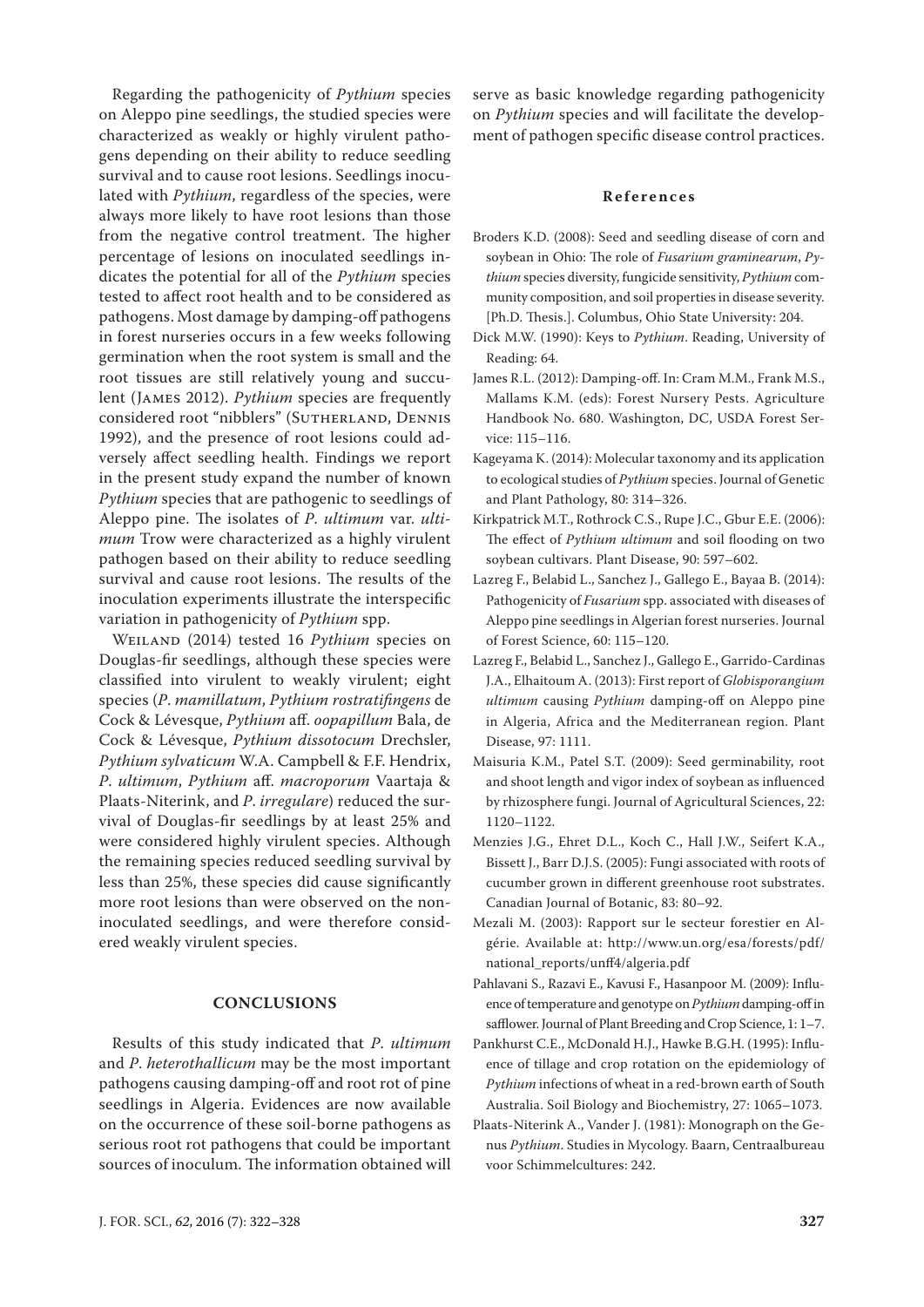Regarding the pathogenicity of *Pythium* species on Aleppo pine seedlings, the studied species were characterized as weakly or highly virulent pathogens depending on their ability to reduce seedling survival and to cause root lesions. Seedlings inoculated with *Pythium*, regardless of the species, were always more likely to have root lesions than those from the negative control treatment. The higher percentage of lesions on inoculated seedlings indicates the potential for all of the *Pythium* species tested to affect root health and to be considered as pathogens. Most damage by damping-off pathogens in forest nurseries occurs in a few weeks following germination when the root system is small and the root tissues are still relatively young and succulent (James 2012). *Pythium* species are frequently considered root "nibblers" (Sutherland, Dennis 1992), and the presence of root lesions could adversely affect seedling health. Findings we report in the present study expand the number of known *Pythium* species that are pathogenic to seedlings of Aleppo pine. The isolates of *P. ultimum* var. *ultimum* Trow were characterized as a highly virulent pathogen based on their ability to reduce seedling survival and cause root lesions. The results of the inoculation experiments illustrate the interspecific variation in pathogenicity of *Pythium* spp.

Weiland (2014) tested 16 *Pythium* species on Douglas-fir seedlings, although these species were classified into virulent to weakly virulent; eight species (*P. mamillatum*, *Pythium rostratifingens* de Cock & Lévesque, *Pythium* aff. *oopapillum* Bala, de Cock & Lévesque, *Pythium dissotocum* Drechsler, *Pythium sylvaticum* W.A. Campbell & F.F. Hendrix, *P. ultimum*, *Pythium* aff. *macroporum* Vaartaja & Plaats-Niterink, and *P. irregulare*) reduced the survival of Douglas-fir seedlings by at least 25% and were considered highly virulent species. Although the remaining species reduced seedling survival by less than 25%, these species did cause significantly more root lesions than were observed on the non-inoculated seedlings, and were therefore considered weakly virulent species.

## CONCLUSIONS

Results of this study indicated that *P. ultimum* and *P. heterothallicum* may be the most important pathogens causing damping-off and root rot of pine seedlings in Algeria. Evidences are now available on the occurrence of these soil-borne pathogens as serious root rot pathogens that could be important sources of inoculum. The information obtained will serve as basic knowledge regarding pathogenicity on *Pythium* species and will facilitate the development of pathogen specific disease control practices.

## References

Broders K.D. (2008): Seed and seedling disease of corn and soybean in Ohio: The role of *Fusarium graminearum*, *Pythium* species diversity, fungicide sensitivity, *Pythium* community composition, and soil properties in disease severity. [Ph.D. Thesis.]. Columbus, Ohio State University: 204.

Dick M.W. (1990): Keys to *Pythium*. Reading, University of Reading: 64.

James R.L. (2012): Damping-off. In: Cram M.M., Frank M.S., Mallams K.M. (eds): Forest Nursery Pests. Agriculture Handbook No. 680. Washington, DC, USDA Forest Service: 115–116.

Kageyama K. (2014): Molecular taxonomy and its application to ecological studies of *Pythium* species. Journal of Genetic and Plant Pathology, 80: 314–326.

Kirkpatrick M.T., Rothrock C.S., Rupe J.C., Gbur E.E. (2006): The effect of *Pythium ultimum* and soil flooding on two soybean cultivars. Plant Disease, 90: 597–602.

Lazreg F., Belabid L., Sanchez J., Gallego E., Bayaa B. (2014): Pathogenicity of *Fusarium* spp. associated with diseases of Aleppo pine seedlings in Algerian forest nurseries. Journal of Forest Science, 60: 115–120.

Lazreg F., Belabid L., Sanchez J., Gallego E., Garrido-Cardinas J.A., Elhaitoum A. (2013): First report of *Globisporangium ultimum* causing *Pythium* damping-off on Aleppo pine in Algeria, Africa and the Mediterranean region. Plant Disease, 97: 1111.

Maisuria K.M., Patel S.T. (2009): Seed germinability, root and shoot length and vigor index of soybean as influenced by rhizosphere fungi. Journal of Agricultural Sciences, 22: 1120–1122.

Menzies J.G., Ehret D.L., Koch C., Hall J.W., Seifert K.A., Bissett J., Barr D.J.S. (2005): Fungi associated with roots of cucumber grown in different greenhouse root substrates. Canadian Journal of Botanic, 83: 80–92.

Mezali M. (2003): Rapport sur le secteur forestier en Algérie. Available at: http://www.un.org/esa/forests/pdf/national_reports/unff4/algeria.pdf

Pahlavani S., Razavi E., Kavusi F., Hasanpoor M. (2009): Influence of temperature and genotype on *Pythium* damping-off in safflower. Journal of Plant Breeding and Crop Science, 1: 1–7.

Pankhurst C.E., McDonald H.J., Hawke B.G.H. (1995): Influence of tillage and crop rotation on the epidemiology of *Pythium* infections of wheat in a red-brown earth of South Australia. Soil Biology and Biochemistry, 27: 1065–1073.

Plaats-Niterink A., Vander J. (1981): Monograph on the Genus *Pythium*. Studies in Mycology. Baarn, Centraalbureau voor Schimmelcultures: 242.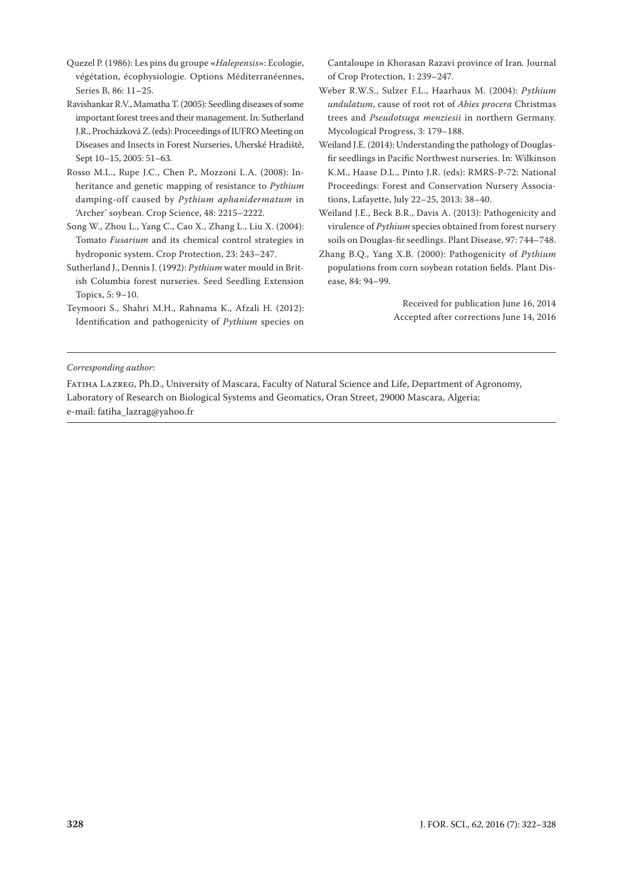Quezel P. (1986): Les pins du groupe «*Halepensis*»: Ecologie, végétation, écophysiologie. Options Méditerranéennes, Series B, 86: 11–25.

Ravishankar R.V., Mamatha T. (2005): Seedling diseases of some important forest trees and their management. In: Sutherland J.R., Procházková Z. (eds): Proceedings of IUFRO Meeting on Diseases and Insects in Forest Nurseries, Uherské Hradiště, Sept 10–15, 2005: 51–63.

Rosso M.L., Rupe J.C., Chen P., Mozzoni L.A. (2008): Inheritance and genetic mapping of resistance to *Pythium* damping-off caused by *Pythium aphanidermatum* in 'Archer' soybean. Crop Science, 48: 2215–2222.

Song W., Zhou L., Yang C., Cao X., Zhang L., Liu X. (2004): Tomato *Fusarium* and its chemical control strategies in hydroponic system. Crop Protection, 23: 243–247.

Sutherland J., Dennis J. (1992): *Pythium* water mould in British Columbia forest nurseries. Seed Seedling Extension Topics, 5: 9–10.

Teymoori S., Shahri M.H., Rahnama K., Afzali H. (2012): Identification and pathogenicity of *Pythium* species on Cantaloupe in Khorasan Razavi province of Iran. Journal of Crop Protection, 1: 239–247.

Weber R.W.S., Sulzer F.L., Haarhaus M. (2004): *Pythium undulatum*, cause of root rot of *Abies procera* Christmas trees and *Pseudotsuga menziesii* in northern Germany. Mycological Progress, 3: 179–188.

Weiland J.E. (2014): Understanding the pathology of Douglas-fir seedlings in Pacific Northwest nurseries. In: Wilkinson K.M., Haase D.L., Pinto J.R. (eds): RMRS-P-72: National Proceedings: Forest and Conservation Nursery Associations, Lafayette, July 22–25, 2013: 38–40.

Weiland J.E., Beck B.R., Davis A. (2013): Pathogenicity and virulence of *Pythium* species obtained from forest nursery soils on Douglas-fir seedlings. Plant Disease, 97: 744–748.

Zhang B.Q., Yang X.B. (2000): Pathogenicity of *Pythium* populations from corn soybean rotation fields. Plant Disease, 84: 94–99.

Received for publication June 16, 2014
Accepted after corrections June 14, 2016

*Corresponding author*:

Fatiha Lazreg, Ph.D., University of Mascara, Faculty of Natural Science and Life, Department of Agronomy, Laboratory of Research on Biological Systems and Geomatics, Oran Street, 29000 Mascara, Algeria;
e-mail: fatiha_lazrag@yahoo.fr